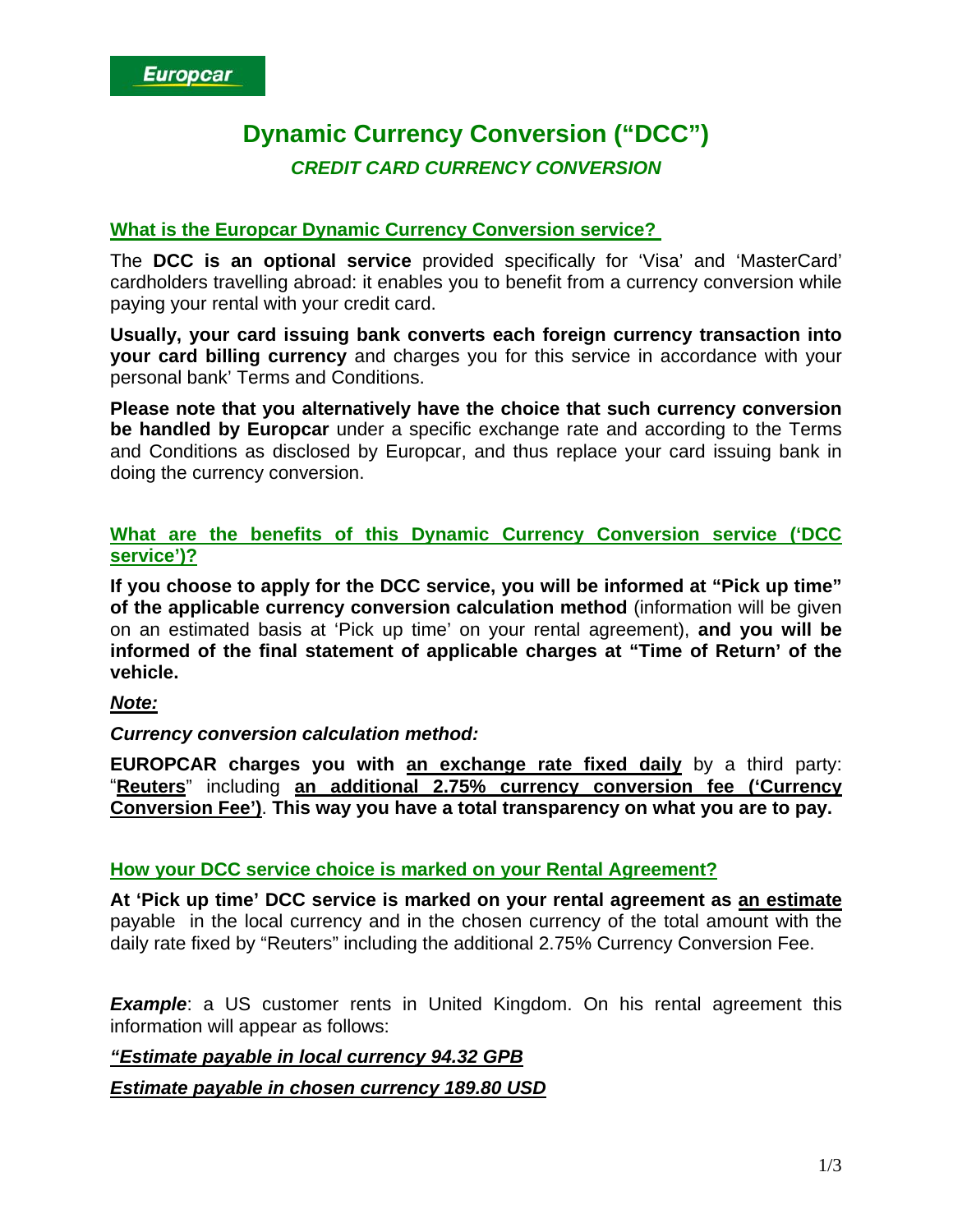Europcar

# Dynamic Currency Conversion ("DCC")

### *CREDIT CARD CURRENCY CONVERSION*

## What is the Europcar Dynamic Currency Conversion service?

The **DCC is an optional service** provided specifically for 'Visa' and 'MasterCard' cardholders travelling abroad: it enables you to benefit from a currency conversion while paying your rental with your credit card.

**Usually, your card issuing bank converts each foreign currency transaction into your card billing currency** and charges you for this service in accordance with your personal bank' Terms and Conditions.

**Please note that you alternatively have the choice that such currency conversion be handled by Europcar** under a specific exchange rate and according to the Terms and Conditions as disclosed by Europcar, and thus replace your card issuing bank in doing the currency conversion.

## What are the benefits of this Dynamic Currency Conversion service ('DCC service')?

**If you choose to apply for the DCC service, you will be informed at "Pick up time" of the applicable currency conversion calculation method** (information will be given on an estimated basis at 'Pick up time' on your rental agreement), **and you will be informed of the final statement of applicable charges at "Time of Return" of the vehicle.**

***Note:***

***Currency conversion calculation method:***

**EUROPCAR charges you with an exchange rate fixed daily** by a third party: "**Reuters**" including **an additional 2.75% currency conversion fee ('Currency Conversion Fee')**. **This way you have a total transparency on what you are to pay.**

## How your DCC service choice is marked on your Rental Agreement?

**At 'Pick up time' DCC service is marked on your rental agreement as an estimate** payable in the local currency and in the chosen currency of the total amount with the daily rate fixed by "Reuters" including the additional 2.75% Currency Conversion Fee.

***Example***: a US customer rents in United Kingdom. On his rental agreement this information will appear as follows:

***"Estimate payable in local currency 94.32 GPB***

***Estimate payable in chosen currency 189.80 USD***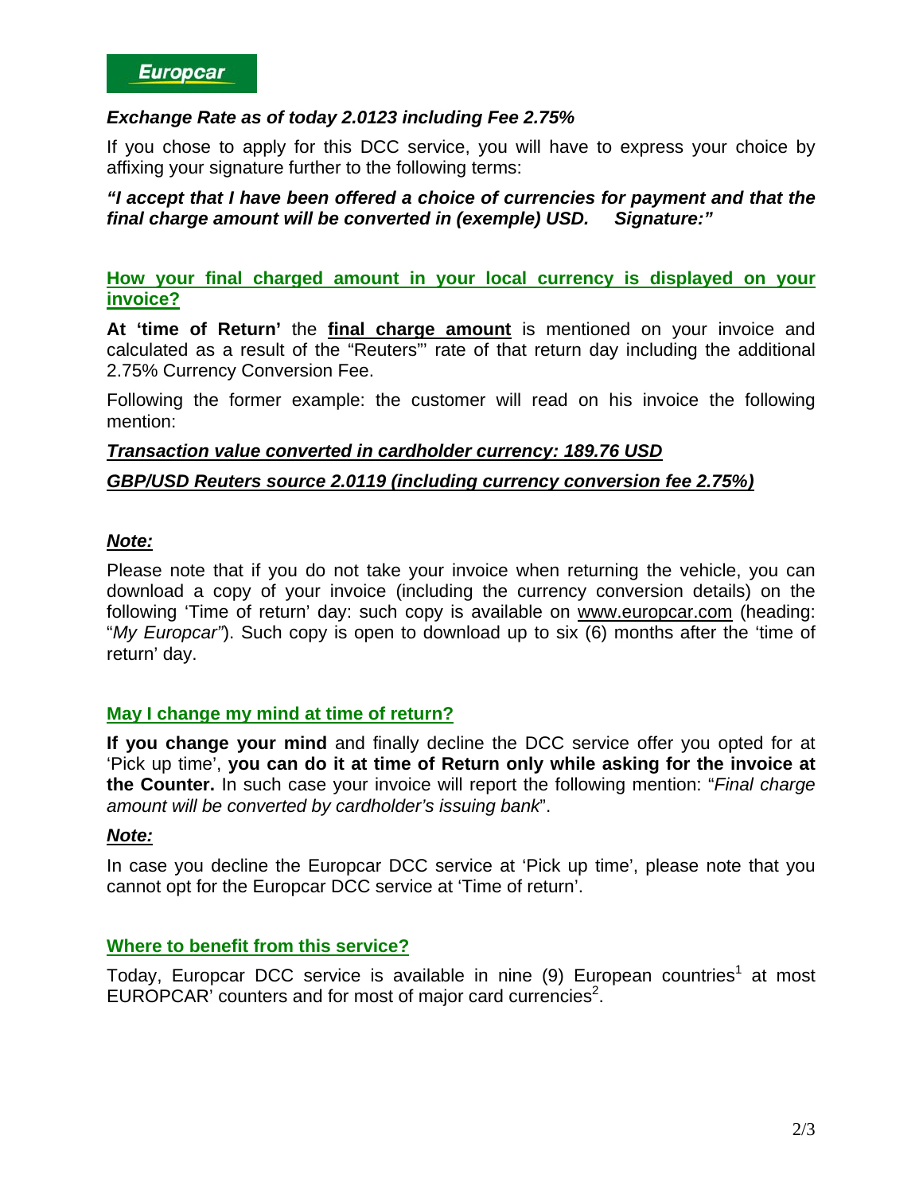Europcar

***Exchange Rate as of today 2.0123 including Fee 2.75%***

If you chose to apply for this DCC service, you will have to express your choice by affixing your signature further to the following terms:

***"I accept that I have been offered a choice of currencies for payment and that the final charge amount will be converted in (exemple) USD. Signature:"***

## How your final charged amount in your local currency is displayed on your invoice?

**At 'time of Return'** the **final charge amount** is mentioned on your invoice and calculated as a result of the "Reuters"' rate of that return day including the additional 2.75% Currency Conversion Fee.

Following the former example: the customer will read on his invoice the following mention:

***Transaction value converted in cardholder currency: 189.76 USD***

***GBP/USD Reuters source 2.0119 (including currency conversion fee 2.75%)***

***Note:***

Please note that if you do not take your invoice when returning the vehicle, you can download a copy of your invoice (including the currency conversion details) on the following 'Time of return' day: such copy is available on www.europcar.com (heading: "*My Europcar"*). Such copy is open to download up to six (6) months after the 'time of return' day.

## May I change my mind at time of return?

**If you change your mind** and finally decline the DCC service offer you opted for at 'Pick up time', **you can do it at time of Return only while asking for the invoice at the Counter.** In such case your invoice will report the following mention: "*Final charge amount will be converted by cardholder's issuing bank*".

***Note:***

In case you decline the Europcar DCC service at 'Pick up time', please note that you cannot opt for the Europcar DCC service at 'Time of return'.

## Where to benefit from this service?

Today, Europcar DCC service is available in nine (9) European countries[1] at most EUROPCAR' counters and for most of major card currencies[2].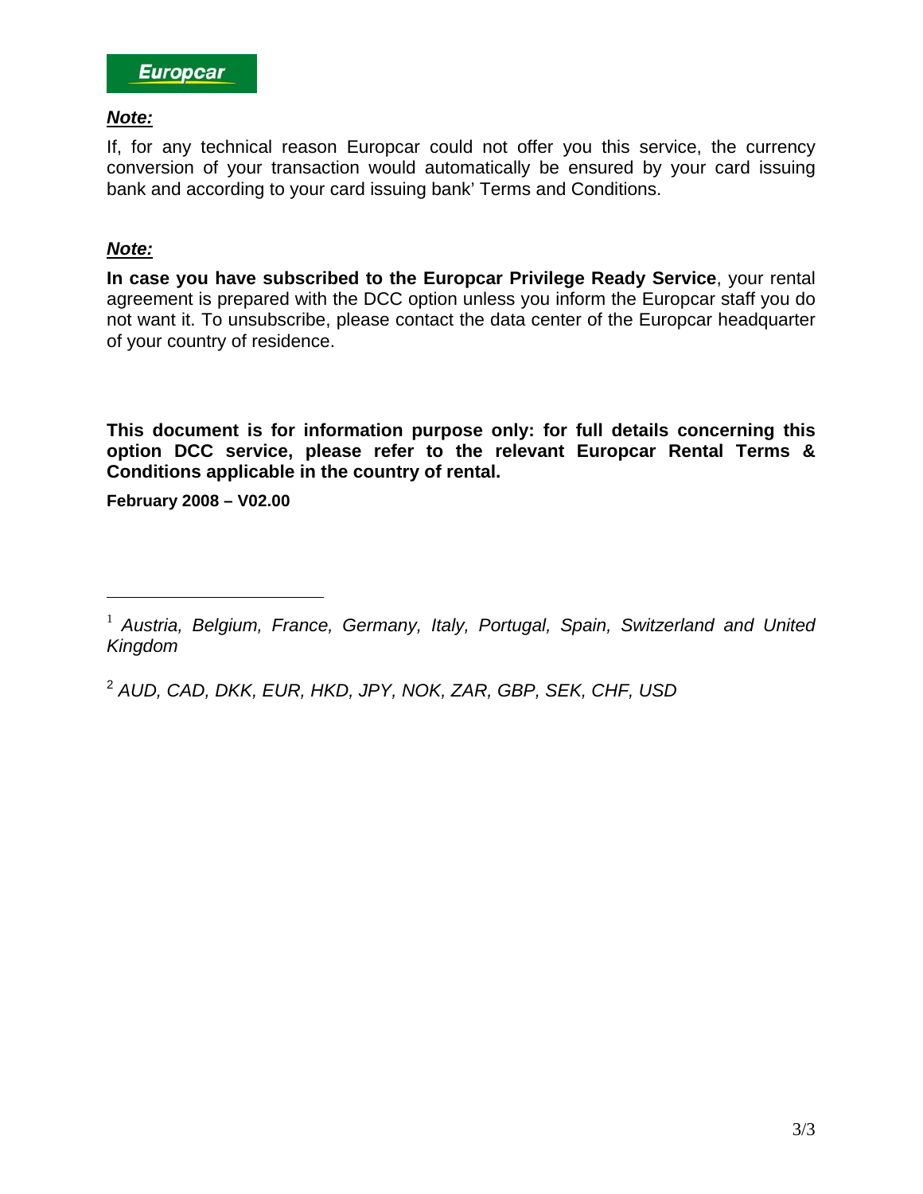Europcar

***Note:***

If, for any technical reason Europcar could not offer you this service, the currency conversion of your transaction would automatically be ensured by your card issuing bank and according to your card issuing bank' Terms and Conditions.

***Note:***

**In case you have subscribed to the Europcar Privilege Ready Service**, your rental agreement is prepared with the DCC option unless you inform the Europcar staff you do not want it. To unsubscribe, please contact the data center of the Europcar headquarter of your country of residence.

**This document is for information purpose only: for full details concerning this option DCC service, please refer to the relevant Europcar Rental Terms & Conditions applicable in the country of rental.**

**February 2008 – V02.00**

---

[1] *Austria, Belgium, France, Germany, Italy, Portugal, Spain, Switzerland and United Kingdom*

[2] *AUD, CAD, DKK, EUR, HKD, JPY, NOK, ZAR, GBP, SEK, CHF, USD*